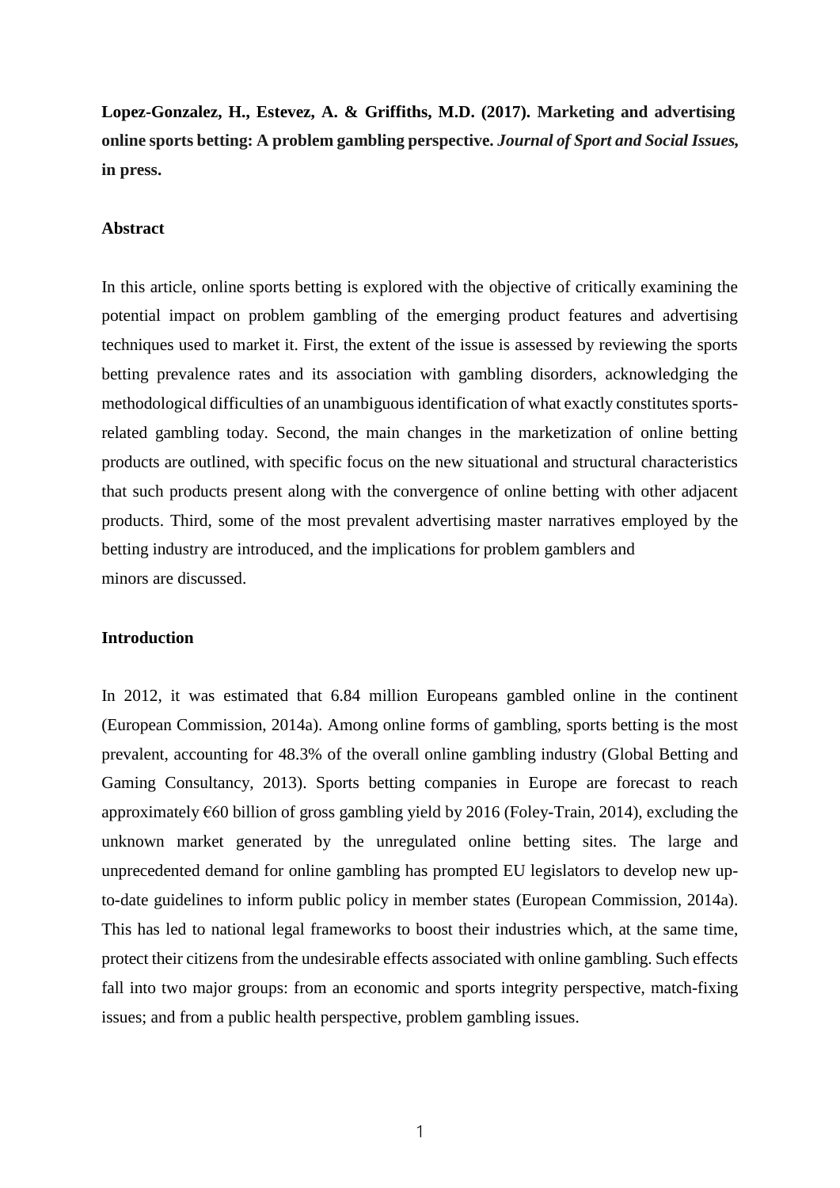**Lopez-Gonzalez, H., Estevez, A. & Griffiths, M.D. (2017). Marketing and advertising online sports betting: A problem gambling perspective. *Journal of Sport and Social Issues*, in press.**

## Abstract

In this article, online sports betting is explored with the objective of critically examining the potential impact on problem gambling of the emerging product features and advertising techniques used to market it. First, the extent of the issue is assessed by reviewing the sports betting prevalence rates and its association with gambling disorders, acknowledging the methodological difficulties of an unambiguous identification of what exactly constitutes sports-related gambling today. Second, the main changes in the marketization of online betting products are outlined, with specific focus on the new situational and structural characteristics that such products present along with the convergence of online betting with other adjacent products. Third, some of the most prevalent advertising master narratives employed by the betting industry are introduced, and the implications for problem gamblers and minors are discussed.

## Introduction

In 2012, it was estimated that 6.84 million Europeans gambled online in the continent (European Commission, 2014a). Among online forms of gambling, sports betting is the most prevalent, accounting for 48.3% of the overall online gambling industry (Global Betting and Gaming Consultancy, 2013). Sports betting companies in Europe are forecast to reach approximately €60 billion of gross gambling yield by 2016 (Foley-Train, 2014), excluding the unknown market generated by the unregulated online betting sites. The large and unprecedented demand for online gambling has prompted EU legislators to develop new up-to-date guidelines to inform public policy in member states (European Commission, 2014a). This has led to national legal frameworks to boost their industries which, at the same time, protect their citizens from the undesirable effects associated with online gambling. Such effects fall into two major groups: from an economic and sports integrity perspective, match-fixing issues; and from a public health perspective, problem gambling issues.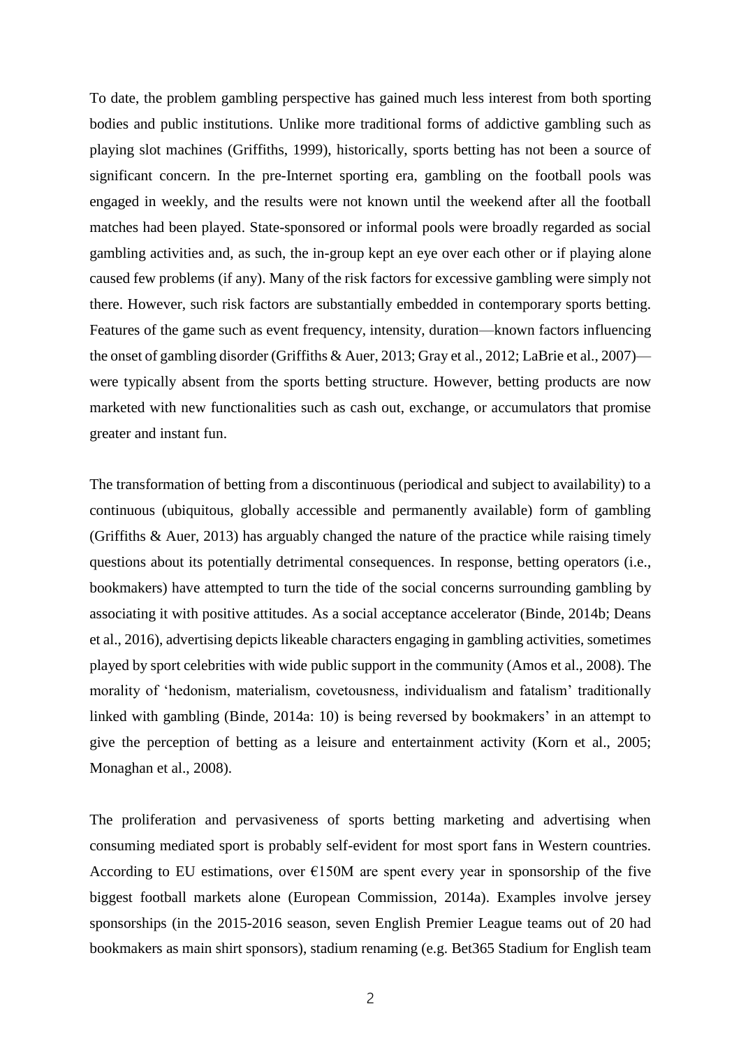To date, the problem gambling perspective has gained much less interest from both sporting bodies and public institutions. Unlike more traditional forms of addictive gambling such as playing slot machines (Griffiths, 1999), historically, sports betting has not been a source of significant concern. In the pre-Internet sporting era, gambling on the football pools was engaged in weekly, and the results were not known until the weekend after all the football matches had been played. State-sponsored or informal pools were broadly regarded as social gambling activities and, as such, the in-group kept an eye over each other or if playing alone caused few problems (if any). Many of the risk factors for excessive gambling were simply not there. However, such risk factors are substantially embedded in contemporary sports betting. Features of the game such as event frequency, intensity, duration—known factors influencing the onset of gambling disorder (Griffiths & Auer, 2013; Gray et al., 2012; LaBrie et al., 2007)—were typically absent from the sports betting structure. However, betting products are now marketed with new functionalities such as cash out, exchange, or accumulators that promise greater and instant fun.

The transformation of betting from a discontinuous (periodical and subject to availability) to a continuous (ubiquitous, globally accessible and permanently available) form of gambling (Griffiths & Auer, 2013) has arguably changed the nature of the practice while raising timely questions about its potentially detrimental consequences. In response, betting operators (i.e., bookmakers) have attempted to turn the tide of the social concerns surrounding gambling by associating it with positive attitudes. As a social acceptance accelerator (Binde, 2014b; Deans et al., 2016), advertising depicts likeable characters engaging in gambling activities, sometimes played by sport celebrities with wide public support in the community (Amos et al., 2008). The morality of 'hedonism, materialism, covetousness, individualism and fatalism' traditionally linked with gambling (Binde, 2014a: 10) is being reversed by bookmakers' in an attempt to give the perception of betting as a leisure and entertainment activity (Korn et al., 2005; Monaghan et al., 2008).

The proliferation and pervasiveness of sports betting marketing and advertising when consuming mediated sport is probably self-evident for most sport fans in Western countries. According to EU estimations, over €150M are spent every year in sponsorship of the five biggest football markets alone (European Commission, 2014a). Examples involve jersey sponsorships (in the 2015-2016 season, seven English Premier League teams out of 20 had bookmakers as main shirt sponsors), stadium renaming (e.g. Bet365 Stadium for English team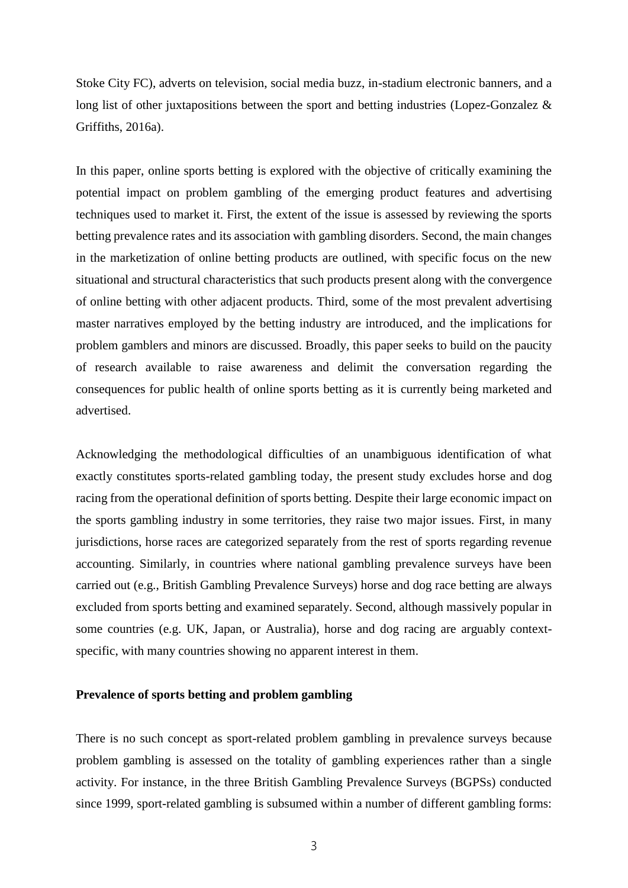Stoke City FC), adverts on television, social media buzz, in-stadium electronic banners, and a long list of other juxtapositions between the sport and betting industries (Lopez-Gonzalez & Griffiths, 2016a).

In this paper, online sports betting is explored with the objective of critically examining the potential impact on problem gambling of the emerging product features and advertising techniques used to market it. First, the extent of the issue is assessed by reviewing the sports betting prevalence rates and its association with gambling disorders. Second, the main changes in the marketization of online betting products are outlined, with specific focus on the new situational and structural characteristics that such products present along with the convergence of online betting with other adjacent products. Third, some of the most prevalent advertising master narratives employed by the betting industry are introduced, and the implications for problem gamblers and minors are discussed. Broadly, this paper seeks to build on the paucity of research available to raise awareness and delimit the conversation regarding the consequences for public health of online sports betting as it is currently being marketed and advertised.

Acknowledging the methodological difficulties of an unambiguous identification of what exactly constitutes sports-related gambling today, the present study excludes horse and dog racing from the operational definition of sports betting. Despite their large economic impact on the sports gambling industry in some territories, they raise two major issues. First, in many jurisdictions, horse races are categorized separately from the rest of sports regarding revenue accounting. Similarly, in countries where national gambling prevalence surveys have been carried out (e.g., British Gambling Prevalence Surveys) horse and dog race betting are always excluded from sports betting and examined separately. Second, although massively popular in some countries (e.g. UK, Japan, or Australia), horse and dog racing are arguably context-specific, with many countries showing no apparent interest in them.

**Prevalence of sports betting and problem gambling**

There is no such concept as sport-related problem gambling in prevalence surveys because problem gambling is assessed on the totality of gambling experiences rather than a single activity. For instance, in the three British Gambling Prevalence Surveys (BGPSs) conducted since 1999, sport-related gambling is subsumed within a number of different gambling forms: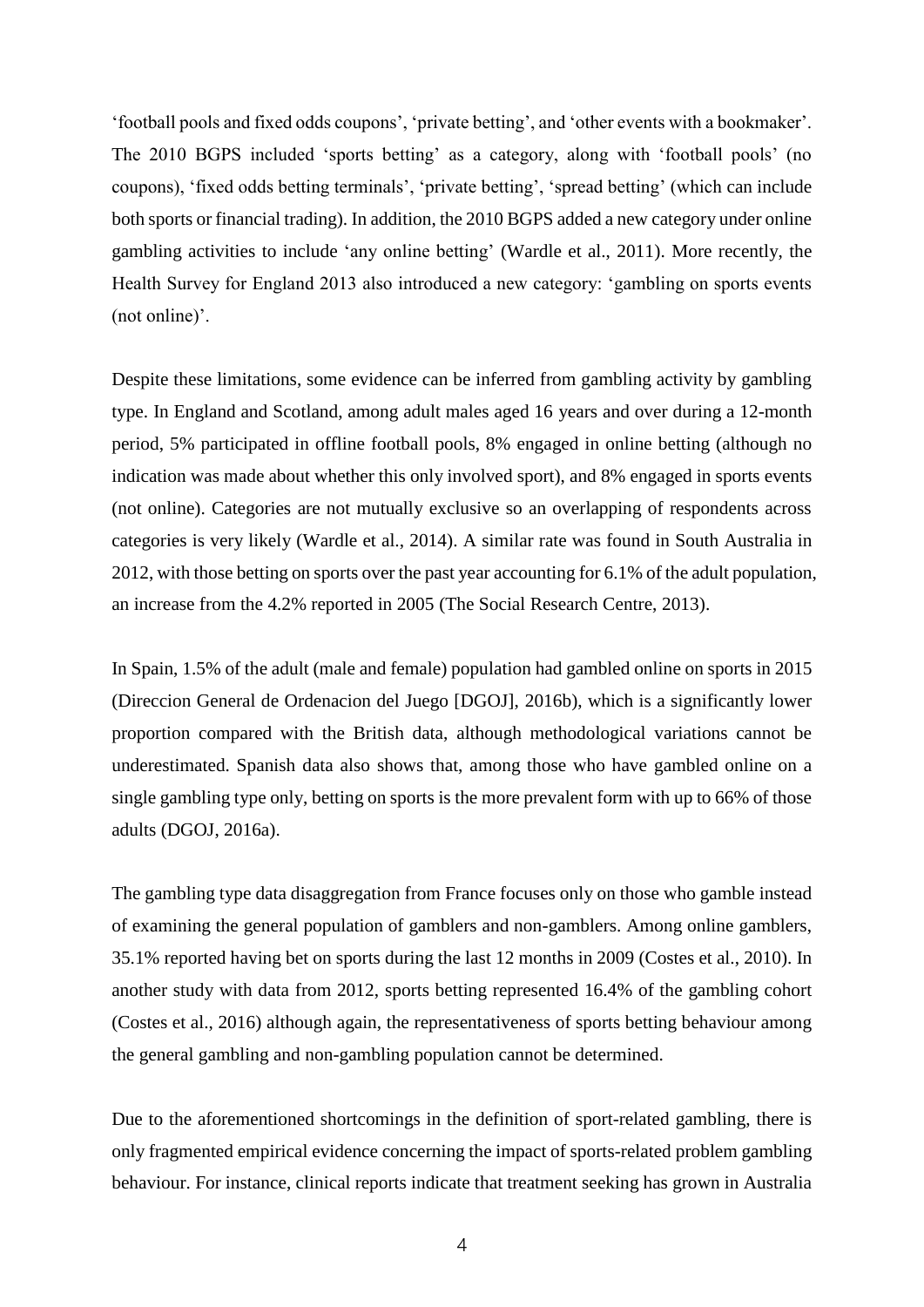'football pools and fixed odds coupons', 'private betting', and 'other events with a bookmaker'. The 2010 BGPS included 'sports betting' as a category, along with 'football pools' (no coupons), 'fixed odds betting terminals', 'private betting', 'spread betting' (which can include both sports or financial trading). In addition, the 2010 BGPS added a new category under online gambling activities to include 'any online betting' (Wardle et al., 2011). More recently, the Health Survey for England 2013 also introduced a new category: 'gambling on sports events (not online)'.

Despite these limitations, some evidence can be inferred from gambling activity by gambling type. In England and Scotland, among adult males aged 16 years and over during a 12-month period, 5% participated in offline football pools, 8% engaged in online betting (although no indication was made about whether this only involved sport), and 8% engaged in sports events (not online). Categories are not mutually exclusive so an overlapping of respondents across categories is very likely (Wardle et al., 2014). A similar rate was found in South Australia in 2012, with those betting on sports over the past year accounting for 6.1% of the adult population, an increase from the 4.2% reported in 2005 (The Social Research Centre, 2013).

In Spain, 1.5% of the adult (male and female) population had gambled online on sports in 2015 (Direccion General de Ordenacion del Juego [DGOJ], 2016b), which is a significantly lower proportion compared with the British data, although methodological variations cannot be underestimated. Spanish data also shows that, among those who have gambled online on a single gambling type only, betting on sports is the more prevalent form with up to 66% of those adults (DGOJ, 2016a).

The gambling type data disaggregation from France focuses only on those who gamble instead of examining the general population of gamblers and non-gamblers. Among online gamblers, 35.1% reported having bet on sports during the last 12 months in 2009 (Costes et al., 2010). In another study with data from 2012, sports betting represented 16.4% of the gambling cohort (Costes et al., 2016) although again, the representativeness of sports betting behaviour among the general gambling and non-gambling population cannot be determined.

Due to the aforementioned shortcomings in the definition of sport-related gambling, there is only fragmented empirical evidence concerning the impact of sports-related problem gambling behaviour. For instance, clinical reports indicate that treatment seeking has grown in Australia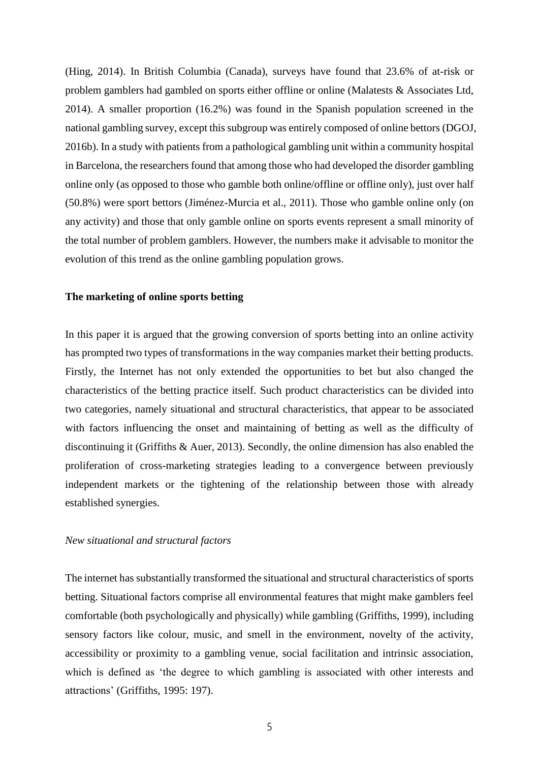(Hing, 2014). In British Columbia (Canada), surveys have found that 23.6% of at-risk or problem gamblers had gambled on sports either offline or online (Malatests & Associates Ltd, 2014). A smaller proportion (16.2%) was found in the Spanish population screened in the national gambling survey, except this subgroup was entirely composed of online bettors (DGOJ, 2016b). In a study with patients from a pathological gambling unit within a community hospital in Barcelona, the researchers found that among those who had developed the disorder gambling online only (as opposed to those who gamble both online/offline or offline only), just over half (50.8%) were sport bettors (Jiménez-Murcia et al., 2011). Those who gamble online only (on any activity) and those that only gamble online on sports events represent a small minority of the total number of problem gamblers. However, the numbers make it advisable to monitor the evolution of this trend as the online gambling population grows.

## The marketing of online sports betting

In this paper it is argued that the growing conversion of sports betting into an online activity has prompted two types of transformations in the way companies market their betting products. Firstly, the Internet has not only extended the opportunities to bet but also changed the characteristics of the betting practice itself. Such product characteristics can be divided into two categories, namely situational and structural characteristics, that appear to be associated with factors influencing the onset and maintaining of betting as well as the difficulty of discontinuing it (Griffiths & Auer, 2013). Secondly, the online dimension has also enabled the proliferation of cross-marketing strategies leading to a convergence between previously independent markets or the tightening of the relationship between those with already established synergies.

### *New situational and structural factors*

The internet has substantially transformed the situational and structural characteristics of sports betting. Situational factors comprise all environmental features that might make gamblers feel comfortable (both psychologically and physically) while gambling (Griffiths, 1999), including sensory factors like colour, music, and smell in the environment, novelty of the activity, accessibility or proximity to a gambling venue, social facilitation and intrinsic association, which is defined as 'the degree to which gambling is associated with other interests and attractions' (Griffiths, 1995: 197).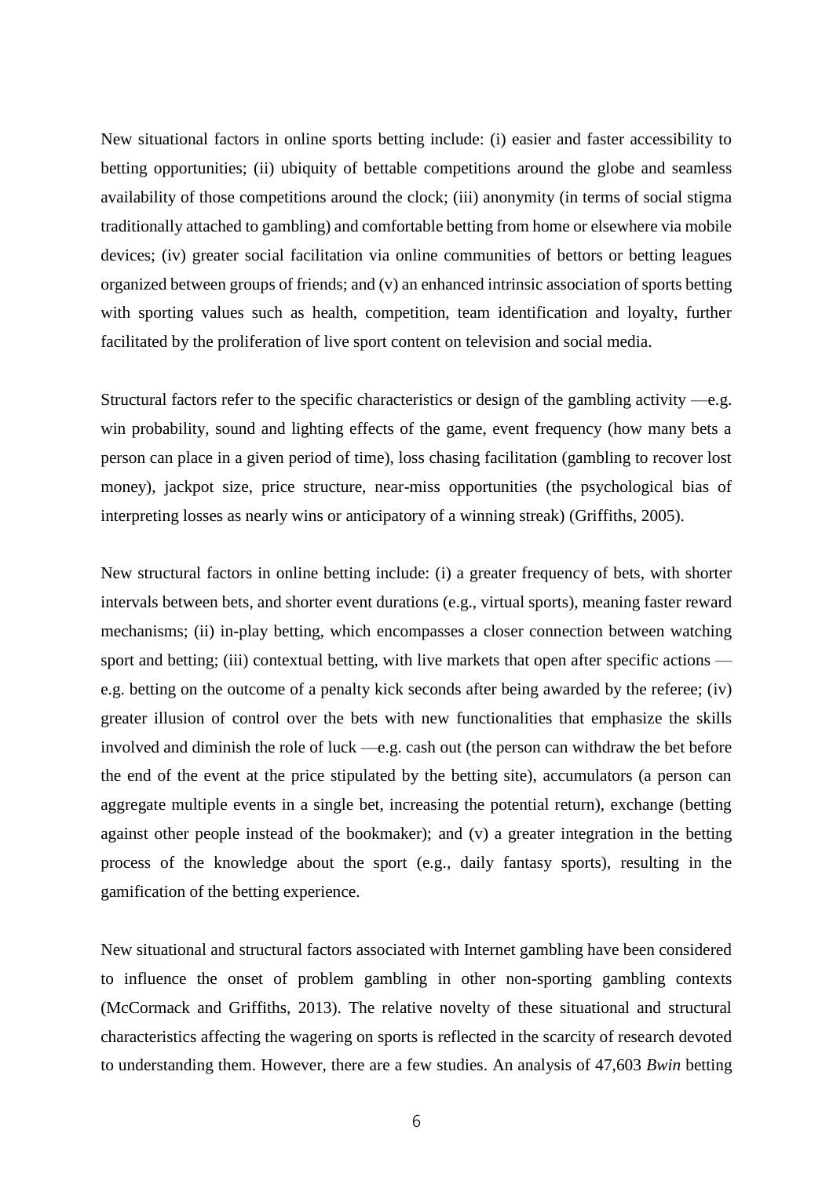New situational factors in online sports betting include: (i) easier and faster accessibility to betting opportunities; (ii) ubiquity of bettable competitions around the globe and seamless availability of those competitions around the clock; (iii) anonymity (in terms of social stigma traditionally attached to gambling) and comfortable betting from home or elsewhere via mobile devices; (iv) greater social facilitation via online communities of bettors or betting leagues organized between groups of friends; and (v) an enhanced intrinsic association of sports betting with sporting values such as health, competition, team identification and loyalty, further facilitated by the proliferation of live sport content on television and social media.

Structural factors refer to the specific characteristics or design of the gambling activity —e.g. win probability, sound and lighting effects of the game, event frequency (how many bets a person can place in a given period of time), loss chasing facilitation (gambling to recover lost money), jackpot size, price structure, near-miss opportunities (the psychological bias of interpreting losses as nearly wins or anticipatory of a winning streak) (Griffiths, 2005).

New structural factors in online betting include: (i) a greater frequency of bets, with shorter intervals between bets, and shorter event durations (e.g., virtual sports), meaning faster reward mechanisms; (ii) in-play betting, which encompasses a closer connection between watching sport and betting; (iii) contextual betting, with live markets that open after specific actions — e.g. betting on the outcome of a penalty kick seconds after being awarded by the referee; (iv) greater illusion of control over the bets with new functionalities that emphasize the skills involved and diminish the role of luck —e.g. cash out (the person can withdraw the bet before the end of the event at the price stipulated by the betting site), accumulators (a person can aggregate multiple events in a single bet, increasing the potential return), exchange (betting against other people instead of the bookmaker); and (v) a greater integration in the betting process of the knowledge about the sport (e.g., daily fantasy sports), resulting in the gamification of the betting experience.

New situational and structural factors associated with Internet gambling have been considered to influence the onset of problem gambling in other non-sporting gambling contexts (McCormack and Griffiths, 2013). The relative novelty of these situational and structural characteristics affecting the wagering on sports is reflected in the scarcity of research devoted to understanding them. However, there are a few studies. An analysis of 47,603 *Bwin* betting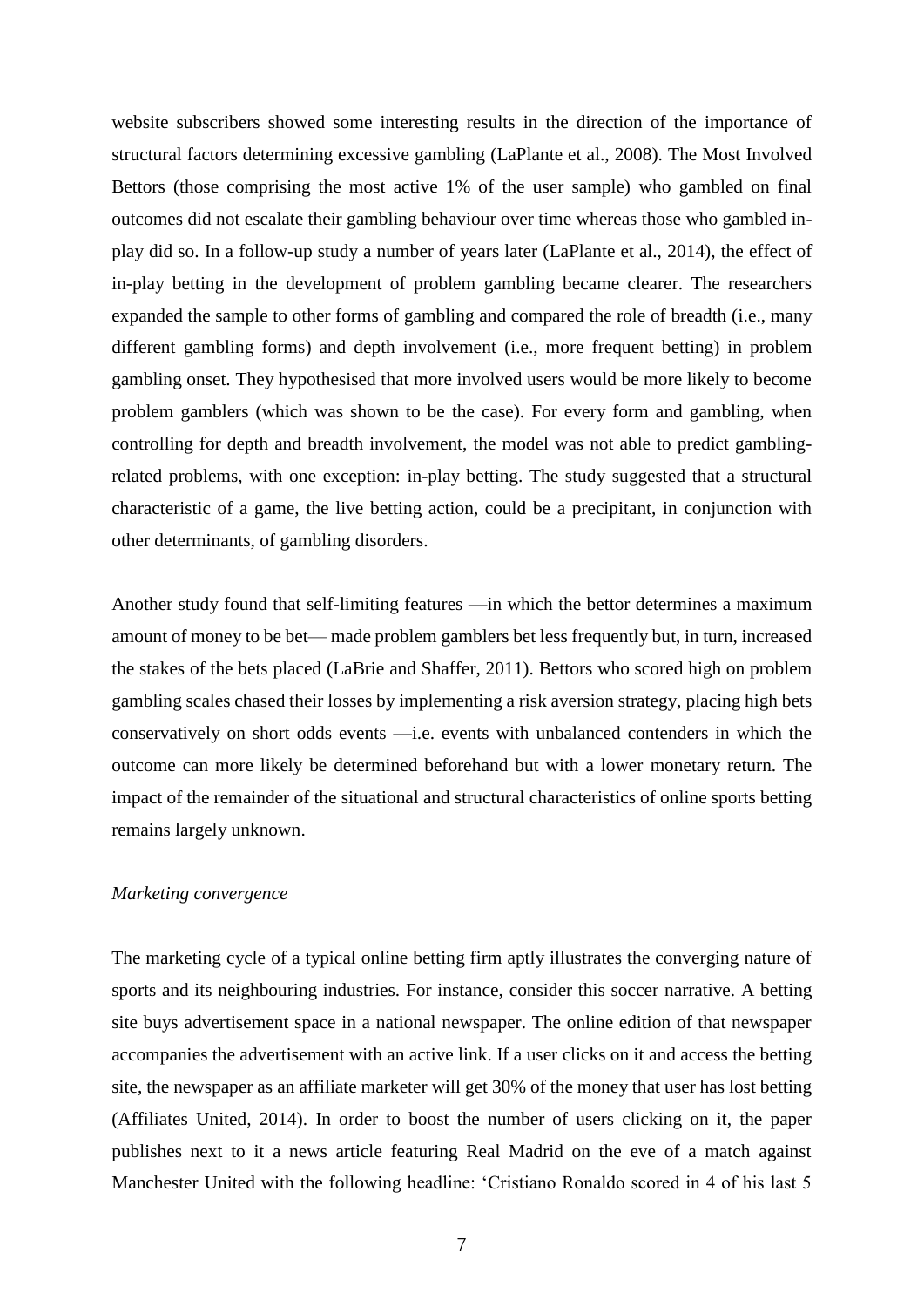website subscribers showed some interesting results in the direction of the importance of structural factors determining excessive gambling (LaPlante et al., 2008). The Most Involved Bettors (those comprising the most active 1% of the user sample) who gambled on final outcomes did not escalate their gambling behaviour over time whereas those who gambled in-play did so. In a follow-up study a number of years later (LaPlante et al., 2014), the effect of in-play betting in the development of problem gambling became clearer. The researchers expanded the sample to other forms of gambling and compared the role of breadth (i.e., many different gambling forms) and depth involvement (i.e., more frequent betting) in problem gambling onset. They hypothesised that more involved users would be more likely to become problem gamblers (which was shown to be the case). For every form and gambling, when controlling for depth and breadth involvement, the model was not able to predict gambling-related problems, with one exception: in-play betting. The study suggested that a structural characteristic of a game, the live betting action, could be a precipitant, in conjunction with other determinants, of gambling disorders.

Another study found that self-limiting features —in which the bettor determines a maximum amount of money to be bet— made problem gamblers bet less frequently but, in turn, increased the stakes of the bets placed (LaBrie and Shaffer, 2011). Bettors who scored high on problem gambling scales chased their losses by implementing a risk aversion strategy, placing high bets conservatively on short odds events —i.e. events with unbalanced contenders in which the outcome can more likely be determined beforehand but with a lower monetary return. The impact of the remainder of the situational and structural characteristics of online sports betting remains largely unknown.

*Marketing convergence*

The marketing cycle of a typical online betting firm aptly illustrates the converging nature of sports and its neighbouring industries. For instance, consider this soccer narrative. A betting site buys advertisement space in a national newspaper. The online edition of that newspaper accompanies the advertisement with an active link. If a user clicks on it and access the betting site, the newspaper as an affiliate marketer will get 30% of the money that user has lost betting (Affiliates United, 2014). In order to boost the number of users clicking on it, the paper publishes next to it a news article featuring Real Madrid on the eve of a match against Manchester United with the following headline: 'Cristiano Ronaldo scored in 4 of his last 5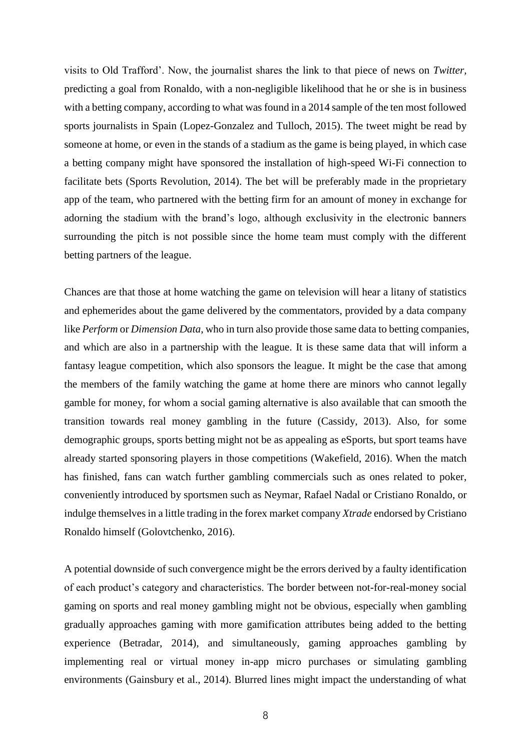visits to Old Trafford'. Now, the journalist shares the link to that piece of news on *Twitter*, predicting a goal from Ronaldo, with a non-negligible likelihood that he or she is in business with a betting company, according to what was found in a 2014 sample of the ten most followed sports journalists in Spain (Lopez-Gonzalez and Tulloch, 2015). The tweet might be read by someone at home, or even in the stands of a stadium as the game is being played, in which case a betting company might have sponsored the installation of high-speed Wi-Fi connection to facilitate bets (Sports Revolution, 2014). The bet will be preferably made in the proprietary app of the team, who partnered with the betting firm for an amount of money in exchange for adorning the stadium with the brand's logo, although exclusivity in the electronic banners surrounding the pitch is not possible since the home team must comply with the different betting partners of the league.

Chances are that those at home watching the game on television will hear a litany of statistics and ephemerides about the game delivered by the commentators, provided by a data company like *Perform* or *Dimension Data*, who in turn also provide those same data to betting companies, and which are also in a partnership with the league. It is these same data that will inform a fantasy league competition, which also sponsors the league. It might be the case that among the members of the family watching the game at home there are minors who cannot legally gamble for money, for whom a social gaming alternative is also available that can smooth the transition towards real money gambling in the future (Cassidy, 2013). Also, for some demographic groups, sports betting might not be as appealing as eSports, but sport teams have already started sponsoring players in those competitions (Wakefield, 2016). When the match has finished, fans can watch further gambling commercials such as ones related to poker, conveniently introduced by sportsmen such as Neymar, Rafael Nadal or Cristiano Ronaldo, or indulge themselves in a little trading in the forex market company *Xtrade* endorsed by Cristiano Ronaldo himself (Golovtchenko, 2016).

A potential downside of such convergence might be the errors derived by a faulty identification of each product's category and characteristics. The border between not-for-real-money social gaming on sports and real money gambling might not be obvious, especially when gambling gradually approaches gaming with more gamification attributes being added to the betting experience (Betradar, 2014), and simultaneously, gaming approaches gambling by implementing real or virtual money in-app micro purchases or simulating gambling environments (Gainsbury et al., 2014). Blurred lines might impact the understanding of what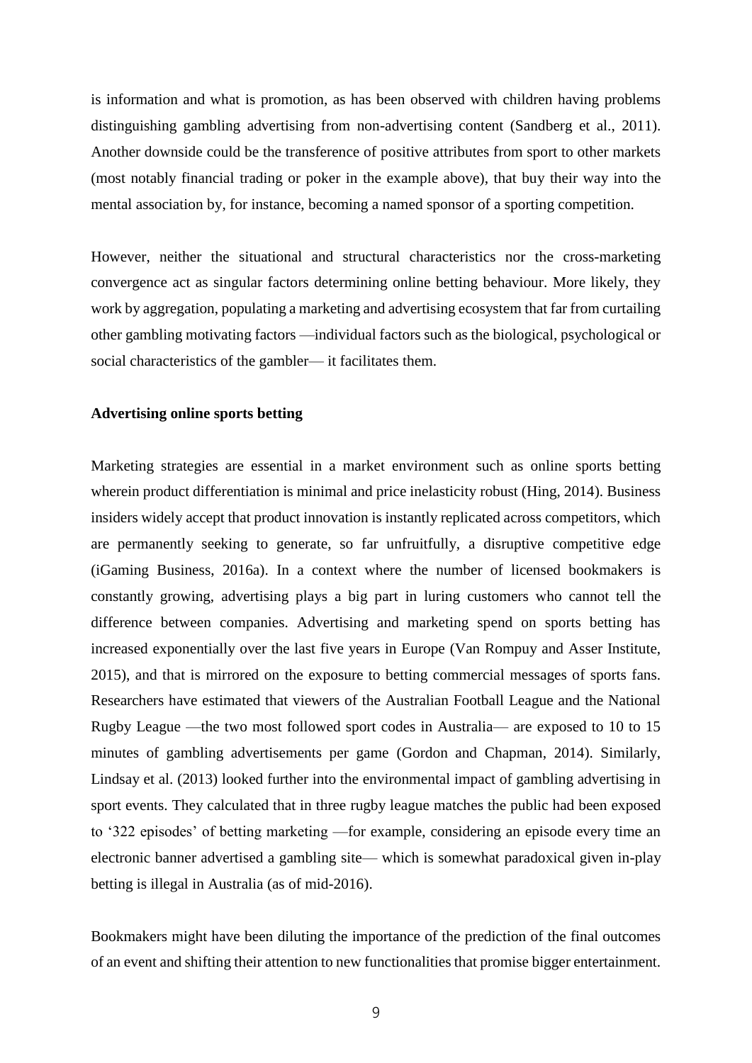is information and what is promotion, as has been observed with children having problems distinguishing gambling advertising from non-advertising content (Sandberg et al., 2011). Another downside could be the transference of positive attributes from sport to other markets (most notably financial trading or poker in the example above), that buy their way into the mental association by, for instance, becoming a named sponsor of a sporting competition.

However, neither the situational and structural characteristics nor the cross-marketing convergence act as singular factors determining online betting behaviour. More likely, they work by aggregation, populating a marketing and advertising ecosystem that far from curtailing other gambling motivating factors —individual factors such as the biological, psychological or social characteristics of the gambler— it facilitates them.

**Advertising online sports betting**

Marketing strategies are essential in a market environment such as online sports betting wherein product differentiation is minimal and price inelasticity robust (Hing, 2014). Business insiders widely accept that product innovation is instantly replicated across competitors, which are permanently seeking to generate, so far unfruitfully, a disruptive competitive edge (iGaming Business, 2016a). In a context where the number of licensed bookmakers is constantly growing, advertising plays a big part in luring customers who cannot tell the difference between companies. Advertising and marketing spend on sports betting has increased exponentially over the last five years in Europe (Van Rompuy and Asser Institute, 2015), and that is mirrored on the exposure to betting commercial messages of sports fans. Researchers have estimated that viewers of the Australian Football League and the National Rugby League —the two most followed sport codes in Australia— are exposed to 10 to 15 minutes of gambling advertisements per game (Gordon and Chapman, 2014). Similarly, Lindsay et al. (2013) looked further into the environmental impact of gambling advertising in sport events. They calculated that in three rugby league matches the public had been exposed to '322 episodes' of betting marketing —for example, considering an episode every time an electronic banner advertised a gambling site— which is somewhat paradoxical given in-play betting is illegal in Australia (as of mid-2016).

Bookmakers might have been diluting the importance of the prediction of the final outcomes of an event and shifting their attention to new functionalities that promise bigger entertainment.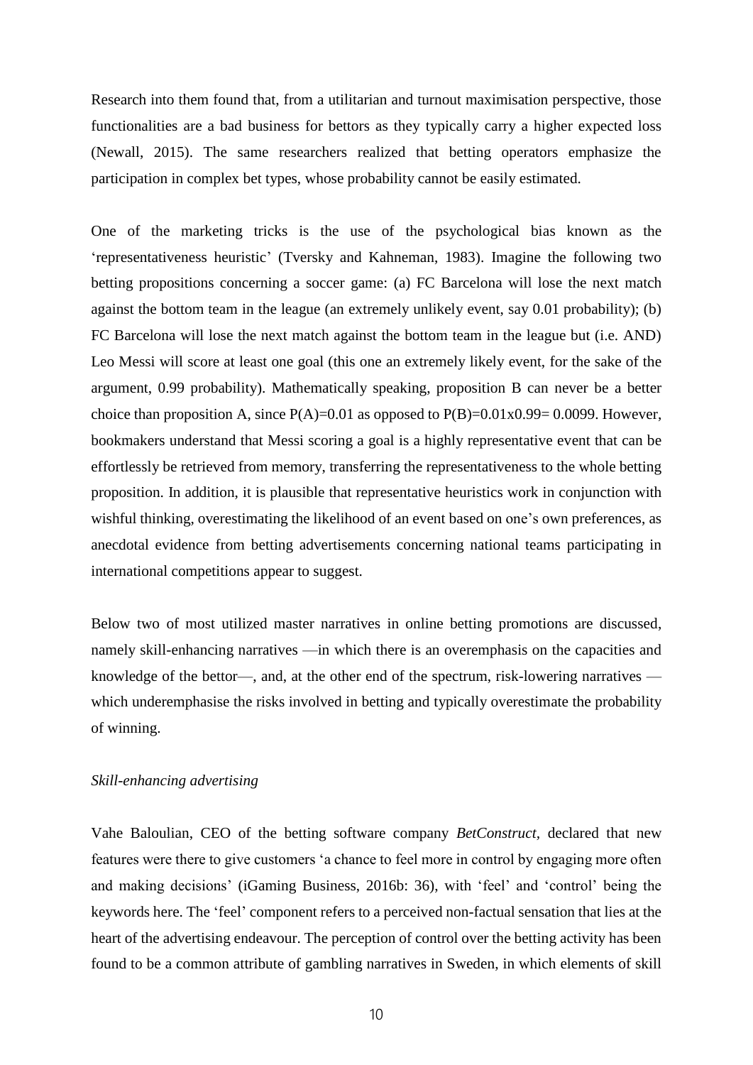Research into them found that, from a utilitarian and turnout maximisation perspective, those functionalities are a bad business for bettors as they typically carry a higher expected loss (Newall, 2015). The same researchers realized that betting operators emphasize the participation in complex bet types, whose probability cannot be easily estimated.

One of the marketing tricks is the use of the psychological bias known as the 'representativeness heuristic' (Tversky and Kahneman, 1983). Imagine the following two betting propositions concerning a soccer game: (a) FC Barcelona will lose the next match against the bottom team in the league (an extremely unlikely event, say 0.01 probability); (b) FC Barcelona will lose the next match against the bottom team in the league but (i.e. AND) Leo Messi will score at least one goal (this one an extremely likely event, for the sake of the argument, 0.99 probability). Mathematically speaking, proposition B can never be a better choice than proposition A, since $P(A)=0.01$ as opposed to $P(B)=0.01 \times 0.99= 0.0099$. However, bookmakers understand that Messi scoring a goal is a highly representative event that can be effortlessly be retrieved from memory, transferring the representativeness to the whole betting proposition. In addition, it is plausible that representative heuristics work in conjunction with wishful thinking, overestimating the likelihood of an event based on one's own preferences, as anecdotal evidence from betting advertisements concerning national teams participating in international competitions appear to suggest.

Below two of most utilized master narratives in online betting promotions are discussed, namely skill-enhancing narratives —in which there is an overemphasis on the capacities and knowledge of the bettor—, and, at the other end of the spectrum, risk-lowering narratives — which underemphasise the risks involved in betting and typically overestimate the probability of winning.

*Skill-enhancing advertising*

Vahe Baloulian, CEO of the betting software company *BetConstruct*, declared that new features were there to give customers 'a chance to feel more in control by engaging more often and making decisions' (iGaming Business, 2016b: 36), with 'feel' and 'control' being the keywords here. The 'feel' component refers to a perceived non-factual sensation that lies at the heart of the advertising endeavour. The perception of control over the betting activity has been found to be a common attribute of gambling narratives in Sweden, in which elements of skill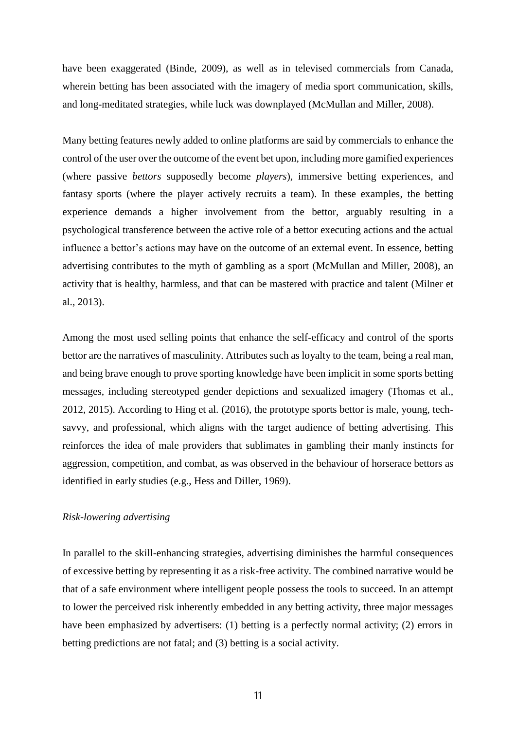have been exaggerated (Binde, 2009), as well as in televised commercials from Canada, wherein betting has been associated with the imagery of media sport communication, skills, and long-meditated strategies, while luck was downplayed (McMullan and Miller, 2008).

Many betting features newly added to online platforms are said by commercials to enhance the control of the user over the outcome of the event bet upon, including more gamified experiences (where passive *bettors* supposedly become *players*), immersive betting experiences, and fantasy sports (where the player actively recruits a team). In these examples, the betting experience demands a higher involvement from the bettor, arguably resulting in a psychological transference between the active role of a bettor executing actions and the actual influence a bettor's actions may have on the outcome of an external event. In essence, betting advertising contributes to the myth of gambling as a sport (McMullan and Miller, 2008), an activity that is healthy, harmless, and that can be mastered with practice and talent (Milner et al., 2013).

Among the most used selling points that enhance the self-efficacy and control of the sports bettor are the narratives of masculinity. Attributes such as loyalty to the team, being a real man, and being brave enough to prove sporting knowledge have been implicit in some sports betting messages, including stereotyped gender depictions and sexualized imagery (Thomas et al., 2012, 2015). According to Hing et al. (2016), the prototype sports bettor is male, young, tech-savvy, and professional, which aligns with the target audience of betting advertising. This reinforces the idea of male providers that sublimates in gambling their manly instincts for aggression, competition, and combat, as was observed in the behaviour of horserace bettors as identified in early studies (e.g., Hess and Diller, 1969).

*Risk-lowering advertising*

In parallel to the skill-enhancing strategies, advertising diminishes the harmful consequences of excessive betting by representing it as a risk-free activity. The combined narrative would be that of a safe environment where intelligent people possess the tools to succeed. In an attempt to lower the perceived risk inherently embedded in any betting activity, three major messages have been emphasized by advertisers: (1) betting is a perfectly normal activity; (2) errors in betting predictions are not fatal; and (3) betting is a social activity.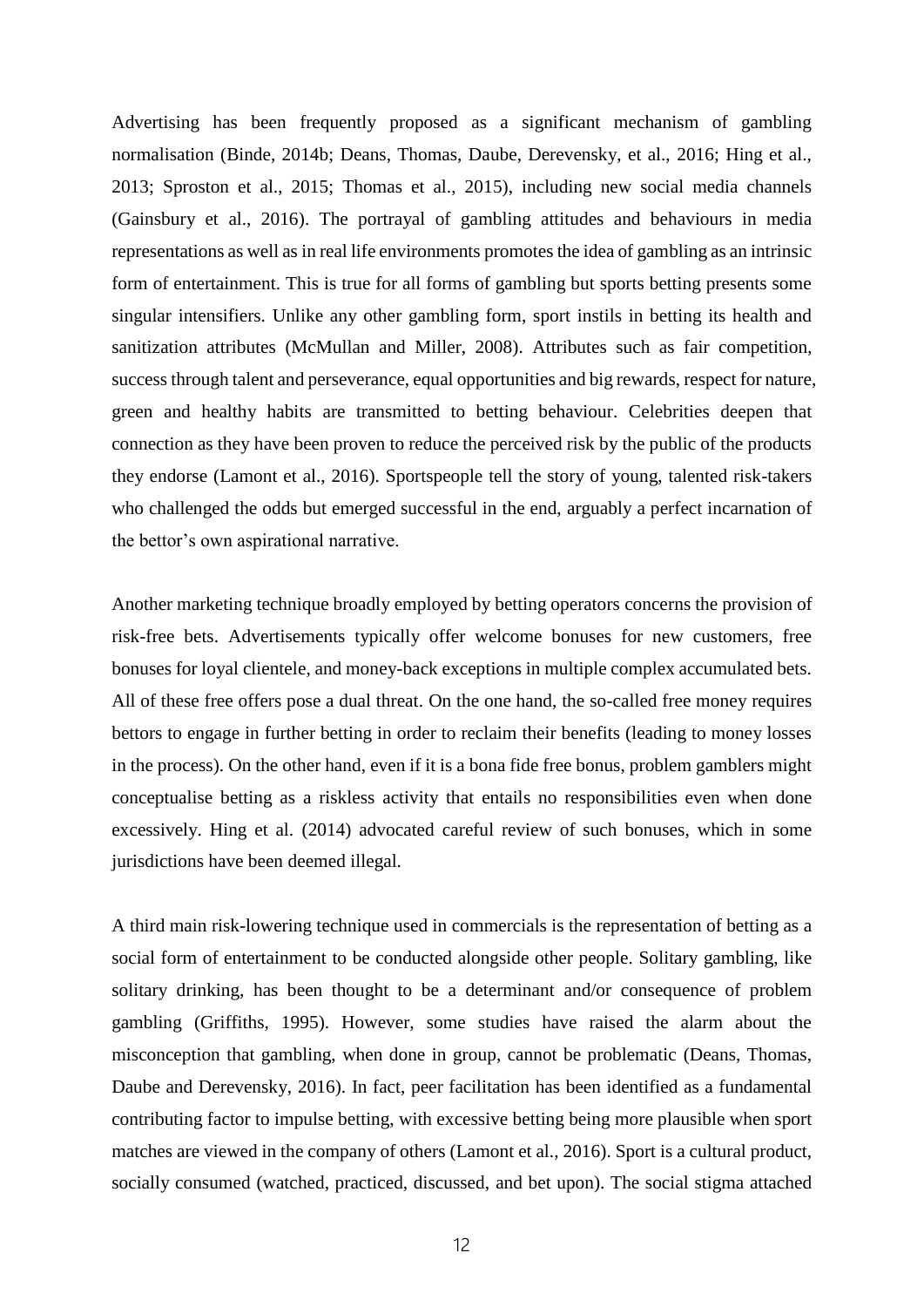Advertising has been frequently proposed as a significant mechanism of gambling normalisation (Binde, 2014b; Deans, Thomas, Daube, Derevensky, et al., 2016; Hing et al., 2013; Sproston et al., 2015; Thomas et al., 2015), including new social media channels (Gainsbury et al., 2016). The portrayal of gambling attitudes and behaviours in media representations as well as in real life environments promotes the idea of gambling as an intrinsic form of entertainment. This is true for all forms of gambling but sports betting presents some singular intensifiers. Unlike any other gambling form, sport instils in betting its health and sanitization attributes (McMullan and Miller, 2008). Attributes such as fair competition, success through talent and perseverance, equal opportunities and big rewards, respect for nature, green and healthy habits are transmitted to betting behaviour. Celebrities deepen that connection as they have been proven to reduce the perceived risk by the public of the products they endorse (Lamont et al., 2016). Sportspeople tell the story of young, talented risk-takers who challenged the odds but emerged successful in the end, arguably a perfect incarnation of the bettor's own aspirational narrative.

Another marketing technique broadly employed by betting operators concerns the provision of risk-free bets. Advertisements typically offer welcome bonuses for new customers, free bonuses for loyal clientele, and money-back exceptions in multiple complex accumulated bets. All of these free offers pose a dual threat. On the one hand, the so-called free money requires bettors to engage in further betting in order to reclaim their benefits (leading to money losses in the process). On the other hand, even if it is a bona fide free bonus, problem gamblers might conceptualise betting as a riskless activity that entails no responsibilities even when done excessively. Hing et al. (2014) advocated careful review of such bonuses, which in some jurisdictions have been deemed illegal.

A third main risk-lowering technique used in commercials is the representation of betting as a social form of entertainment to be conducted alongside other people. Solitary gambling, like solitary drinking, has been thought to be a determinant and/or consequence of problem gambling (Griffiths, 1995). However, some studies have raised the alarm about the misconception that gambling, when done in group, cannot be problematic (Deans, Thomas, Daube and Derevensky, 2016). In fact, peer facilitation has been identified as a fundamental contributing factor to impulse betting, with excessive betting being more plausible when sport matches are viewed in the company of others (Lamont et al., 2016). Sport is a cultural product, socially consumed (watched, practiced, discussed, and bet upon). The social stigma attached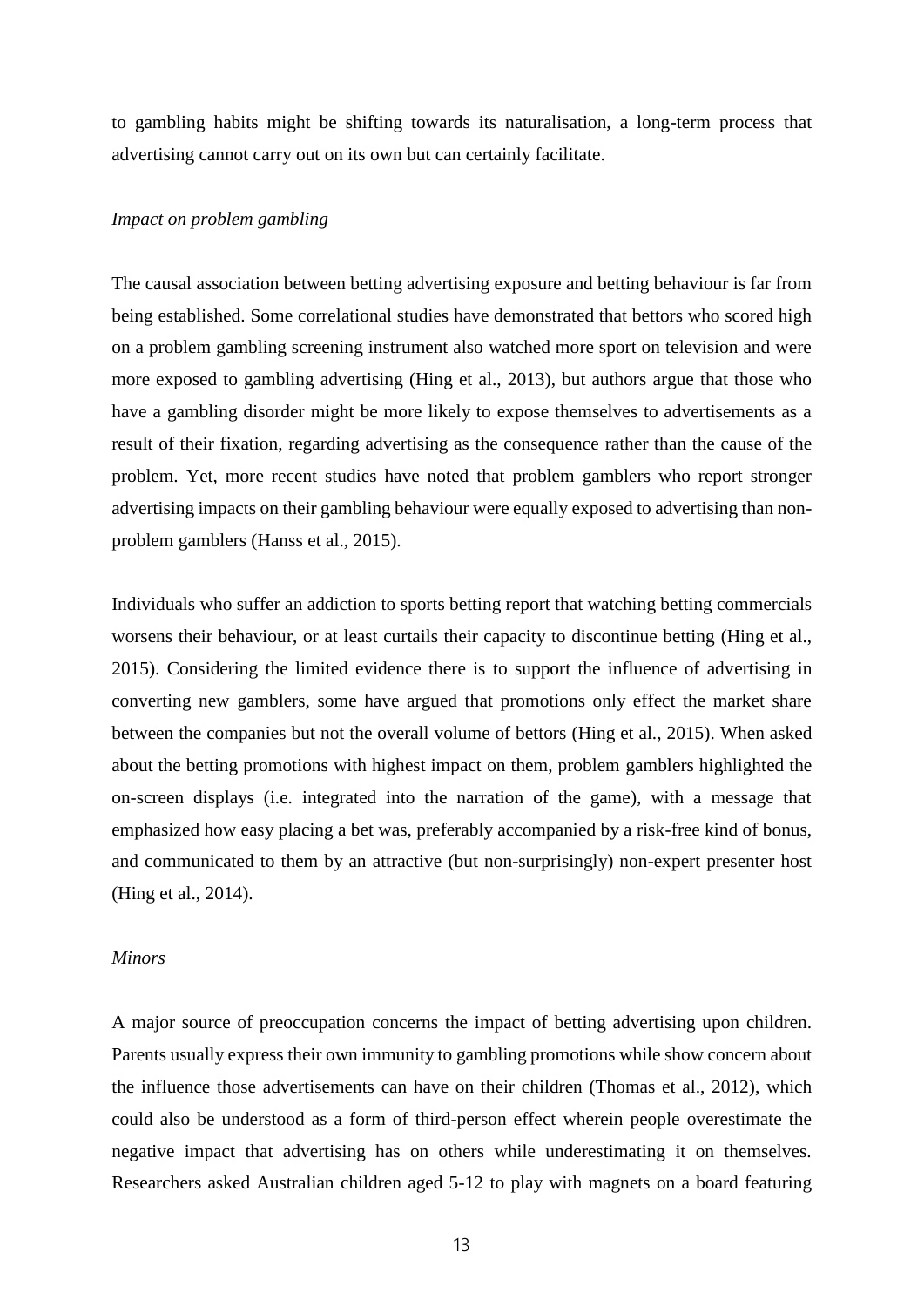to gambling habits might be shifting towards its naturalisation, a long-term process that advertising cannot carry out on its own but can certainly facilitate.

*Impact on problem gambling*

The causal association between betting advertising exposure and betting behaviour is far from being established. Some correlational studies have demonstrated that bettors who scored high on a problem gambling screening instrument also watched more sport on television and were more exposed to gambling advertising (Hing et al., 2013), but authors argue that those who have a gambling disorder might be more likely to expose themselves to advertisements as a result of their fixation, regarding advertising as the consequence rather than the cause of the problem. Yet, more recent studies have noted that problem gamblers who report stronger advertising impacts on their gambling behaviour were equally exposed to advertising than non-problem gamblers (Hanss et al., 2015).

Individuals who suffer an addiction to sports betting report that watching betting commercials worsens their behaviour, or at least curtails their capacity to discontinue betting (Hing et al., 2015). Considering the limited evidence there is to support the influence of advertising in converting new gamblers, some have argued that promotions only effect the market share between the companies but not the overall volume of bettors (Hing et al., 2015). When asked about the betting promotions with highest impact on them, problem gamblers highlighted the on-screen displays (i.e. integrated into the narration of the game), with a message that emphasized how easy placing a bet was, preferably accompanied by a risk-free kind of bonus, and communicated to them by an attractive (but non-surprisingly) non-expert presenter host (Hing et al., 2014).

*Minors*

A major source of preoccupation concerns the impact of betting advertising upon children. Parents usually express their own immunity to gambling promotions while show concern about the influence those advertisements can have on their children (Thomas et al., 2012), which could also be understood as a form of third-person effect wherein people overestimate the negative impact that advertising has on others while underestimating it on themselves. Researchers asked Australian children aged 5-12 to play with magnets on a board featuring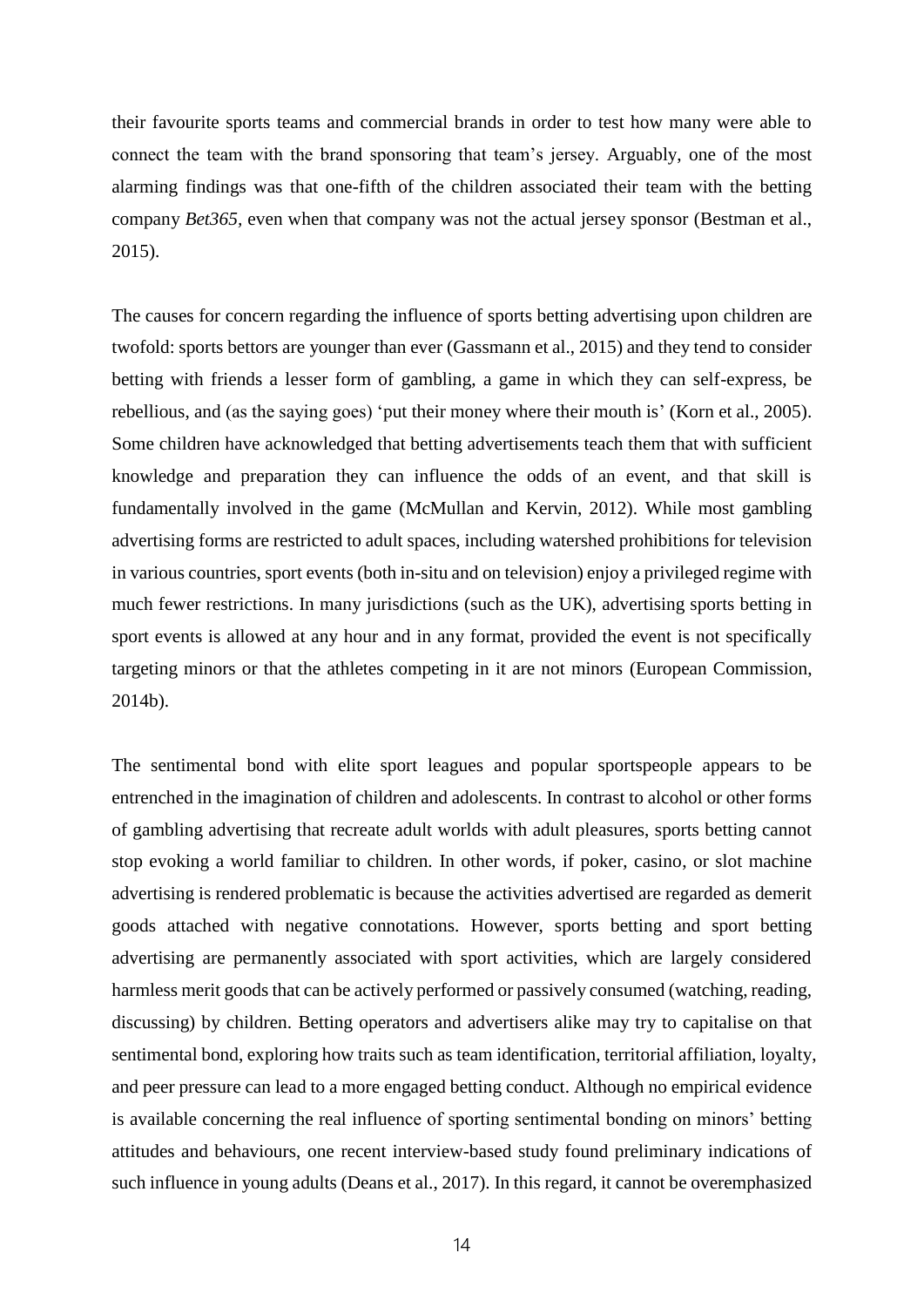their favourite sports teams and commercial brands in order to test how many were able to connect the team with the brand sponsoring that team's jersey. Arguably, one of the most alarming findings was that one-fifth of the children associated their team with the betting company *Bet365,* even when that company was not the actual jersey sponsor (Bestman et al., 2015).

The causes for concern regarding the influence of sports betting advertising upon children are twofold: sports bettors are younger than ever (Gassmann et al., 2015) and they tend to consider betting with friends a lesser form of gambling, a game in which they can self-express, be rebellious, and (as the saying goes) 'put their money where their mouth is' (Korn et al., 2005). Some children have acknowledged that betting advertisements teach them that with sufficient knowledge and preparation they can influence the odds of an event, and that skill is fundamentally involved in the game (McMullan and Kervin, 2012). While most gambling advertising forms are restricted to adult spaces, including watershed prohibitions for television in various countries, sport events (both in-situ and on television) enjoy a privileged regime with much fewer restrictions. In many jurisdictions (such as the UK), advertising sports betting in sport events is allowed at any hour and in any format, provided the event is not specifically targeting minors or that the athletes competing in it are not minors (European Commission, 2014b).

The sentimental bond with elite sport leagues and popular sportspeople appears to be entrenched in the imagination of children and adolescents. In contrast to alcohol or other forms of gambling advertising that recreate adult worlds with adult pleasures, sports betting cannot stop evoking a world familiar to children. In other words, if poker, casino, or slot machine advertising is rendered problematic is because the activities advertised are regarded as demerit goods attached with negative connotations. However, sports betting and sport betting advertising are permanently associated with sport activities, which are largely considered harmless merit goods that can be actively performed or passively consumed (watching, reading, discussing) by children. Betting operators and advertisers alike may try to capitalise on that sentimental bond, exploring how traits such as team identification, territorial affiliation, loyalty, and peer pressure can lead to a more engaged betting conduct. Although no empirical evidence is available concerning the real influence of sporting sentimental bonding on minors' betting attitudes and behaviours, one recent interview-based study found preliminary indications of such influence in young adults (Deans et al., 2017). In this regard, it cannot be overemphasized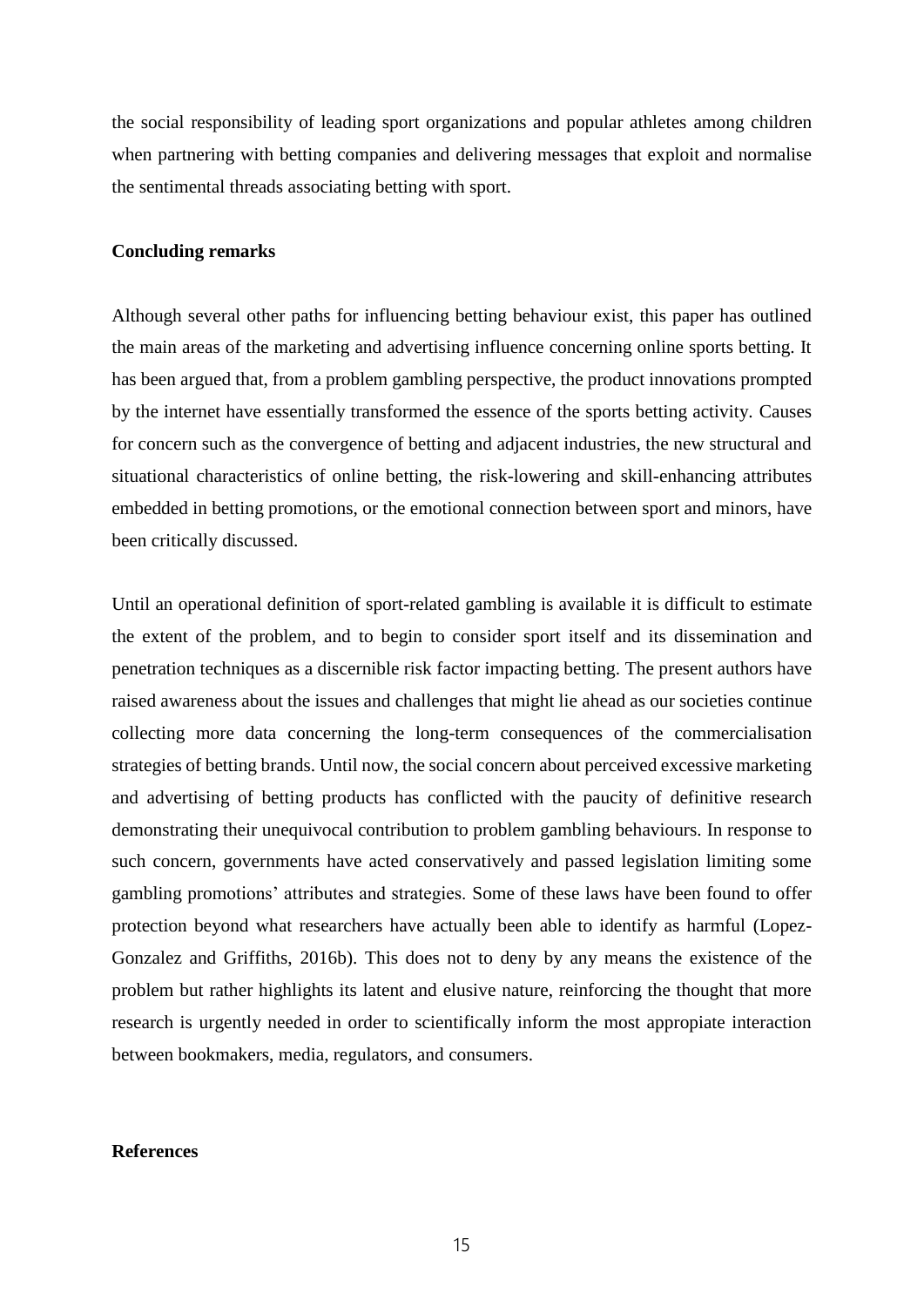the social responsibility of leading sport organizations and popular athletes among children when partnering with betting companies and delivering messages that exploit and normalise the sentimental threads associating betting with sport.

**Concluding remarks**

Although several other paths for influencing betting behaviour exist, this paper has outlined the main areas of the marketing and advertising influence concerning online sports betting. It has been argued that, from a problem gambling perspective, the product innovations prompted by the internet have essentially transformed the essence of the sports betting activity. Causes for concern such as the convergence of betting and adjacent industries, the new structural and situational characteristics of online betting, the risk-lowering and skill-enhancing attributes embedded in betting promotions, or the emotional connection between sport and minors, have been critically discussed.

Until an operational definition of sport-related gambling is available it is difficult to estimate the extent of the problem, and to begin to consider sport itself and its dissemination and penetration techniques as a discernible risk factor impacting betting. The present authors have raised awareness about the issues and challenges that might lie ahead as our societies continue collecting more data concerning the long-term consequences of the commercialisation strategies of betting brands. Until now, the social concern about perceived excessive marketing and advertising of betting products has conflicted with the paucity of definitive research demonstrating their unequivocal contribution to problem gambling behaviours. In response to such concern, governments have acted conservatively and passed legislation limiting some gambling promotions' attributes and strategies. Some of these laws have been found to offer protection beyond what researchers have actually been able to identify as harmful (Lopez-Gonzalez and Griffiths, 2016b). This does not to deny by any means the existence of the problem but rather highlights its latent and elusive nature, reinforcing the thought that more research is urgently needed in order to scientifically inform the most appropiate interaction between bookmakers, media, regulators, and consumers.

**References**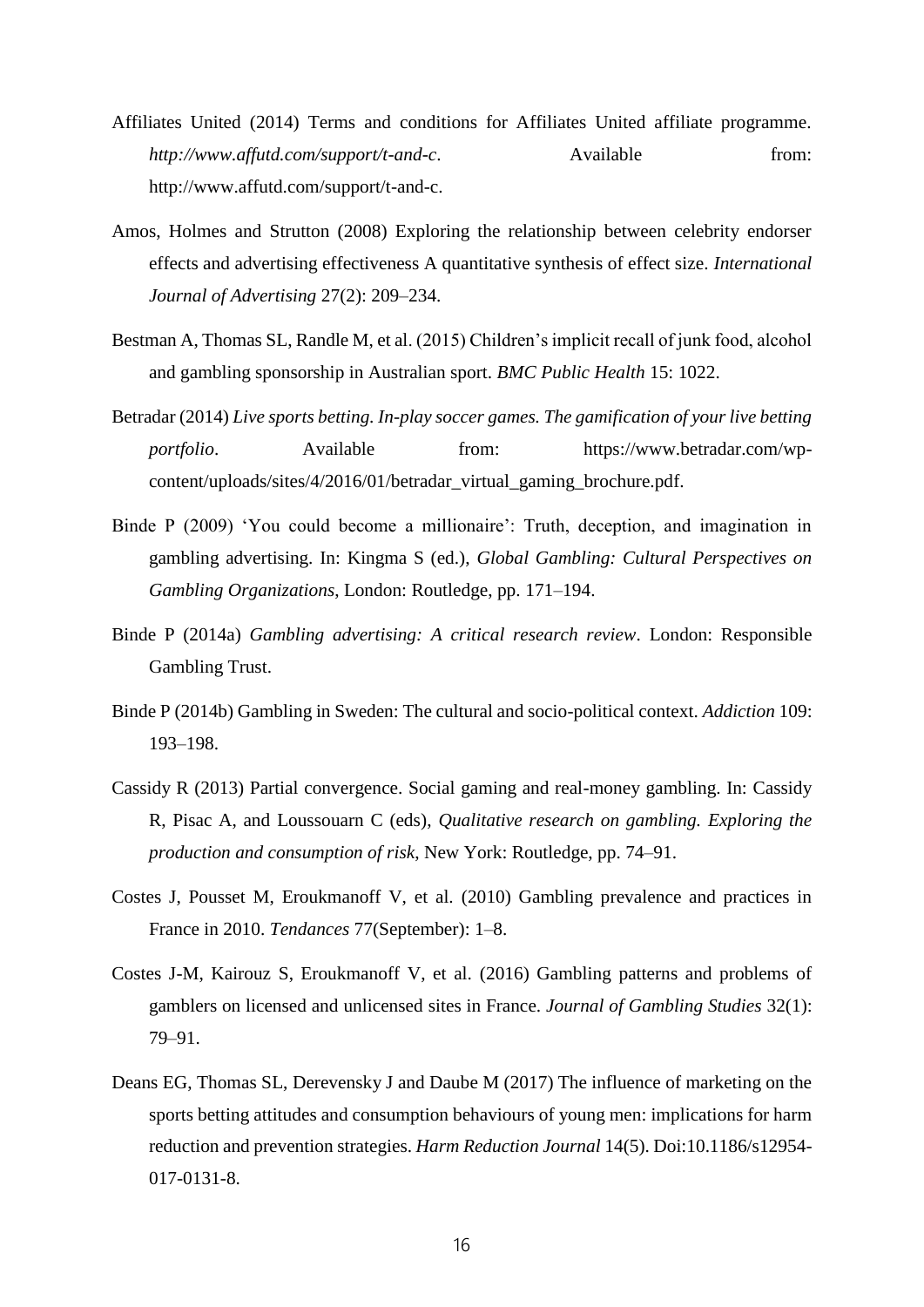Affiliates United (2014) Terms and conditions for Affiliates United affiliate programme. *http://www.affutd.com/support/t-and-c*. Available from: http://www.affutd.com/support/t-and-c.

Amos, Holmes and Strutton (2008) Exploring the relationship between celebrity endorser effects and advertising effectiveness A quantitative synthesis of effect size. *International Journal of Advertising* 27(2): 209–234.

Bestman A, Thomas SL, Randle M, et al. (2015) Children's implicit recall of junk food, alcohol and gambling sponsorship in Australian sport. *BMC Public Health* 15: 1022.

Betradar (2014) *Live sports betting. In-play soccer games. The gamification of your live betting portfolio*. Available from: https://www.betradar.com/wp-content/uploads/sites/4/2016/01/betradar_virtual_gaming_brochure.pdf.

Binde P (2009) 'You could become a millionaire': Truth, deception, and imagination in gambling advertising. In: Kingma S (ed.), *Global Gambling: Cultural Perspectives on Gambling Organizations*, London: Routledge, pp. 171–194.

Binde P (2014a) *Gambling advertising: A critical research review*. London: Responsible Gambling Trust.

Binde P (2014b) Gambling in Sweden: The cultural and socio-political context. *Addiction* 109: 193–198.

Cassidy R (2013) Partial convergence. Social gaming and real-money gambling. In: Cassidy R, Pisac A, and Loussouarn C (eds), *Qualitative research on gambling. Exploring the production and consumption of risk*, New York: Routledge, pp. 74–91.

Costes J, Pousset M, Eroukmanoff V, et al. (2010) Gambling prevalence and practices in France in 2010. *Tendances* 77(September): 1–8.

Costes J-M, Kairouz S, Eroukmanoff V, et al. (2016) Gambling patterns and problems of gamblers on licensed and unlicensed sites in France. *Journal of Gambling Studies* 32(1): 79–91.

Deans EG, Thomas SL, Derevensky J and Daube M (2017) The influence of marketing on the sports betting attitudes and consumption behaviours of young men: implications for harm reduction and prevention strategies. *Harm Reduction Journal* 14(5). Doi:10.1186/s12954-017-0131-8.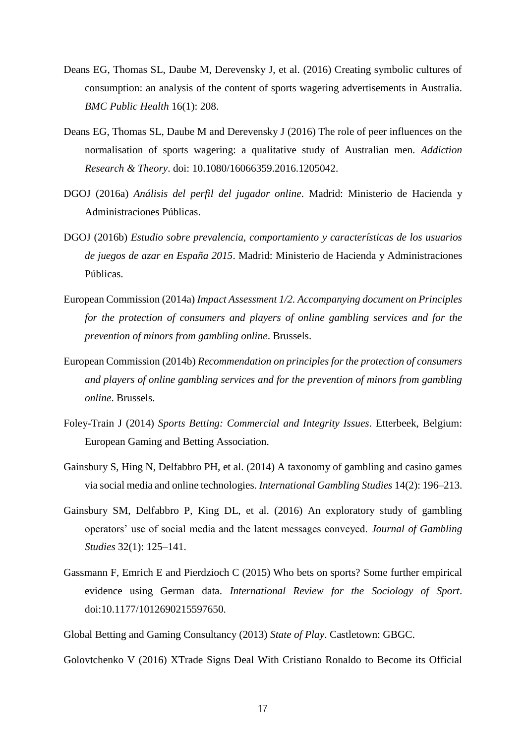Deans EG, Thomas SL, Daube M, Derevensky J, et al. (2016) Creating symbolic cultures of consumption: an analysis of the content of sports wagering advertisements in Australia. *BMC Public Health* 16(1): 208.

Deans EG, Thomas SL, Daube M and Derevensky J (2016) The role of peer influences on the normalisation of sports wagering: a qualitative study of Australian men. *Addiction Research & Theory*. doi: 10.1080/16066359.2016.1205042.

DGOJ (2016a) *Análisis del perfil del jugador online*. Madrid: Ministerio de Hacienda y Administraciones Públicas.

DGOJ (2016b) *Estudio sobre prevalencia, comportamiento y características de los usuarios de juegos de azar en España 2015*. Madrid: Ministerio de Hacienda y Administraciones Públicas.

European Commission (2014a) *Impact Assessment 1/2. Accompanying document on Principles for the protection of consumers and players of online gambling services and for the prevention of minors from gambling online*. Brussels.

European Commission (2014b) *Recommendation on principles for the protection of consumers and players of online gambling services and for the prevention of minors from gambling online*. Brussels.

Foley-Train J (2014) *Sports Betting: Commercial and Integrity Issues*. Etterbeek, Belgium: European Gaming and Betting Association.

Gainsbury S, Hing N, Delfabbro PH, et al. (2014) A taxonomy of gambling and casino games via social media and online technologies. *International Gambling Studies* 14(2): 196–213.

Gainsbury SM, Delfabbro P, King DL, et al. (2016) An exploratory study of gambling operators' use of social media and the latent messages conveyed. *Journal of Gambling Studies* 32(1): 125–141.

Gassmann F, Emrich E and Pierdzioch C (2015) Who bets on sports? Some further empirical evidence using German data. *International Review for the Sociology of Sport*. doi:10.1177/1012690215597650.

Global Betting and Gaming Consultancy (2013) *State of Play*. Castletown: GBGC.

Golovtchenko V (2016) XTrade Signs Deal With Cristiano Ronaldo to Become its Official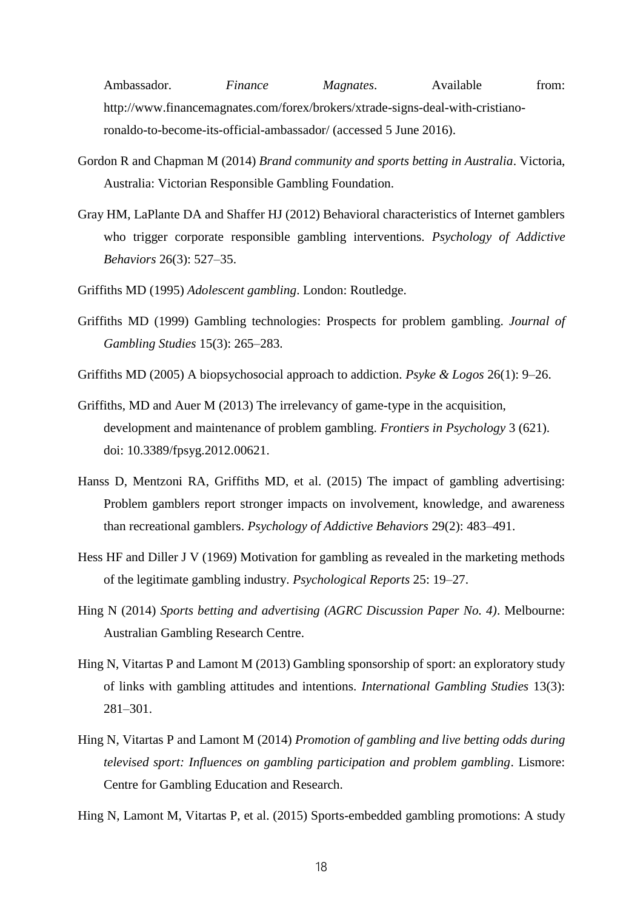Ambassador. *Finance Magnates*. Available from: http://www.financemagnates.com/forex/brokers/xtrade-signs-deal-with-cristiano-ronaldo-to-become-its-official-ambassador/ (accessed 5 June 2016).

Gordon R and Chapman M (2014) *Brand community and sports betting in Australia*. Victoria, Australia: Victorian Responsible Gambling Foundation.

Gray HM, LaPlante DA and Shaffer HJ (2012) Behavioral characteristics of Internet gamblers who trigger corporate responsible gambling interventions. *Psychology of Addictive Behaviors* 26(3): 527–35.

Griffiths MD (1995) *Adolescent gambling*. London: Routledge.

Griffiths MD (1999) Gambling technologies: Prospects for problem gambling. *Journal of Gambling Studies* 15(3): 265–283.

Griffiths MD (2005) A biopsychosocial approach to addiction. *Psyke & Logos* 26(1): 9–26.

Griffiths, MD and Auer M (2013) The irrelevancy of game-type in the acquisition, development and maintenance of problem gambling. *Frontiers in Psychology* 3 (621). doi: 10.3389/fpsyg.2012.00621.

Hanss D, Mentzoni RA, Griffiths MD, et al. (2015) The impact of gambling advertising: Problem gamblers report stronger impacts on involvement, knowledge, and awareness than recreational gamblers. *Psychology of Addictive Behaviors* 29(2): 483–491.

Hess HF and Diller J V (1969) Motivation for gambling as revealed in the marketing methods of the legitimate gambling industry. *Psychological Reports* 25: 19–27.

Hing N (2014) *Sports betting and advertising (AGRC Discussion Paper No. 4)*. Melbourne: Australian Gambling Research Centre.

Hing N, Vitartas P and Lamont M (2013) Gambling sponsorship of sport: an exploratory study of links with gambling attitudes and intentions. *International Gambling Studies* 13(3): 281–301.

Hing N, Vitartas P and Lamont M (2014) *Promotion of gambling and live betting odds during televised sport: Influences on gambling participation and problem gambling*. Lismore: Centre for Gambling Education and Research.

Hing N, Lamont M, Vitartas P, et al. (2015) Sports-embedded gambling promotions: A study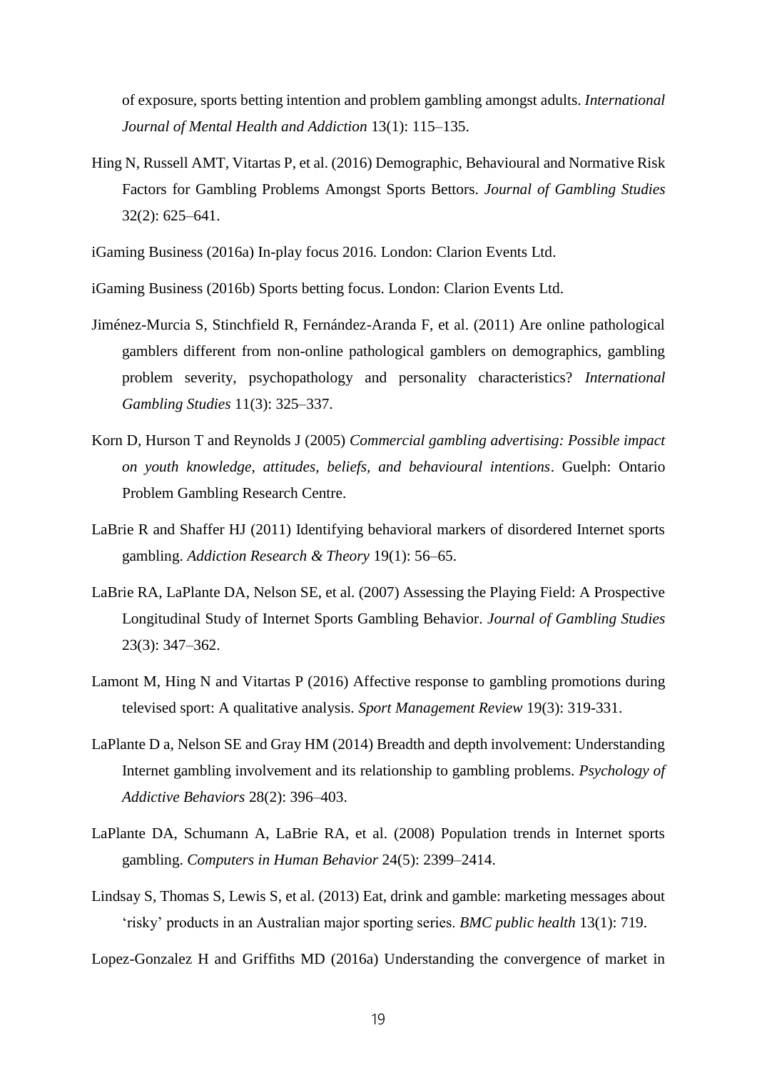of exposure, sports betting intention and problem gambling amongst adults. *International Journal of Mental Health and Addiction* 13(1): 115–135.

Hing N, Russell AMT, Vitartas P, et al. (2016) Demographic, Behavioural and Normative Risk Factors for Gambling Problems Amongst Sports Bettors. *Journal of Gambling Studies* 32(2): 625–641.

iGaming Business (2016a) In-play focus 2016. London: Clarion Events Ltd.

iGaming Business (2016b) Sports betting focus. London: Clarion Events Ltd.

Jiménez-Murcia S, Stinchfield R, Fernández-Aranda F, et al. (2011) Are online pathological gamblers different from non-online pathological gamblers on demographics, gambling problem severity, psychopathology and personality characteristics? *International Gambling Studies* 11(3): 325–337.

Korn D, Hurson T and Reynolds J (2005) *Commercial gambling advertising: Possible impact on youth knowledge, attitudes, beliefs, and behavioural intentions*. Guelph: Ontario Problem Gambling Research Centre.

LaBrie R and Shaffer HJ (2011) Identifying behavioral markers of disordered Internet sports gambling. *Addiction Research & Theory* 19(1): 56–65.

LaBrie RA, LaPlante DA, Nelson SE, et al. (2007) Assessing the Playing Field: A Prospective Longitudinal Study of Internet Sports Gambling Behavior. *Journal of Gambling Studies* 23(3): 347–362.

Lamont M, Hing N and Vitartas P (2016) Affective response to gambling promotions during televised sport: A qualitative analysis. *Sport Management Review* 19(3): 319-331.

LaPlante D a, Nelson SE and Gray HM (2014) Breadth and depth involvement: Understanding Internet gambling involvement and its relationship to gambling problems. *Psychology of Addictive Behaviors* 28(2): 396–403.

LaPlante DA, Schumann A, LaBrie RA, et al. (2008) Population trends in Internet sports gambling. *Computers in Human Behavior* 24(5): 2399–2414.

Lindsay S, Thomas S, Lewis S, et al. (2013) Eat, drink and gamble: marketing messages about 'risky' products in an Australian major sporting series. *BMC public health* 13(1): 719.

Lopez-Gonzalez H and Griffiths MD (2016a) Understanding the convergence of market in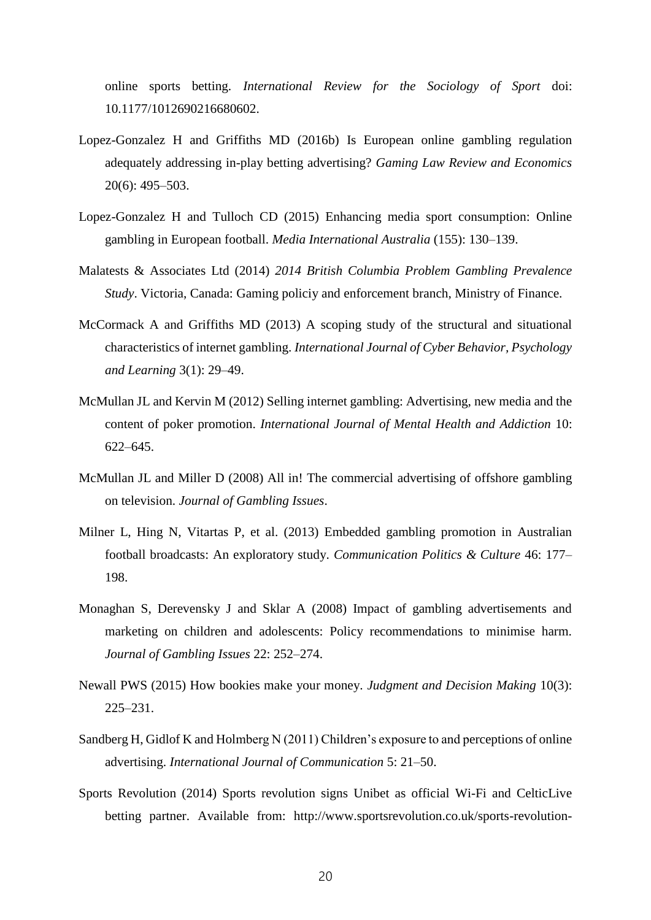online sports betting. *International Review for the Sociology of Sport* doi: 10.1177/1012690216680602.

Lopez-Gonzalez H and Griffiths MD (2016b) Is European online gambling regulation adequately addressing in-play betting advertising? *Gaming Law Review and Economics* 20(6): 495–503.

Lopez-Gonzalez H and Tulloch CD (2015) Enhancing media sport consumption: Online gambling in European football. *Media International Australia* (155): 130–139.

Malatests & Associates Ltd (2014) *2014 British Columbia Problem Gambling Prevalence Study*. Victoria, Canada: Gaming policiy and enforcement branch, Ministry of Finance.

McCormack A and Griffiths MD (2013) A scoping study of the structural and situational characteristics of internet gambling. *International Journal of Cyber Behavior, Psychology and Learning* 3(1): 29–49.

McMullan JL and Kervin M (2012) Selling internet gambling: Advertising, new media and the content of poker promotion. *International Journal of Mental Health and Addiction* 10: 622–645.

McMullan JL and Miller D (2008) All in! The commercial advertising of offshore gambling on television. *Journal of Gambling Issues*.

Milner L, Hing N, Vitartas P, et al. (2013) Embedded gambling promotion in Australian football broadcasts: An exploratory study. *Communication Politics & Culture* 46: 177–198.

Monaghan S, Derevensky J and Sklar A (2008) Impact of gambling advertisements and marketing on children and adolescents: Policy recommendations to minimise harm. *Journal of Gambling Issues* 22: 252–274.

Newall PWS (2015) How bookies make your money. *Judgment and Decision Making* 10(3): 225–231.

Sandberg H, Gidlof K and Holmberg N (2011) Children's exposure to and perceptions of online advertising. *International Journal of Communication* 5: 21–50.

Sports Revolution (2014) Sports revolution signs Unibet as official Wi-Fi and CelticLive betting partner. Available from: http://www.sportsrevolution.co.uk/sports-revolution-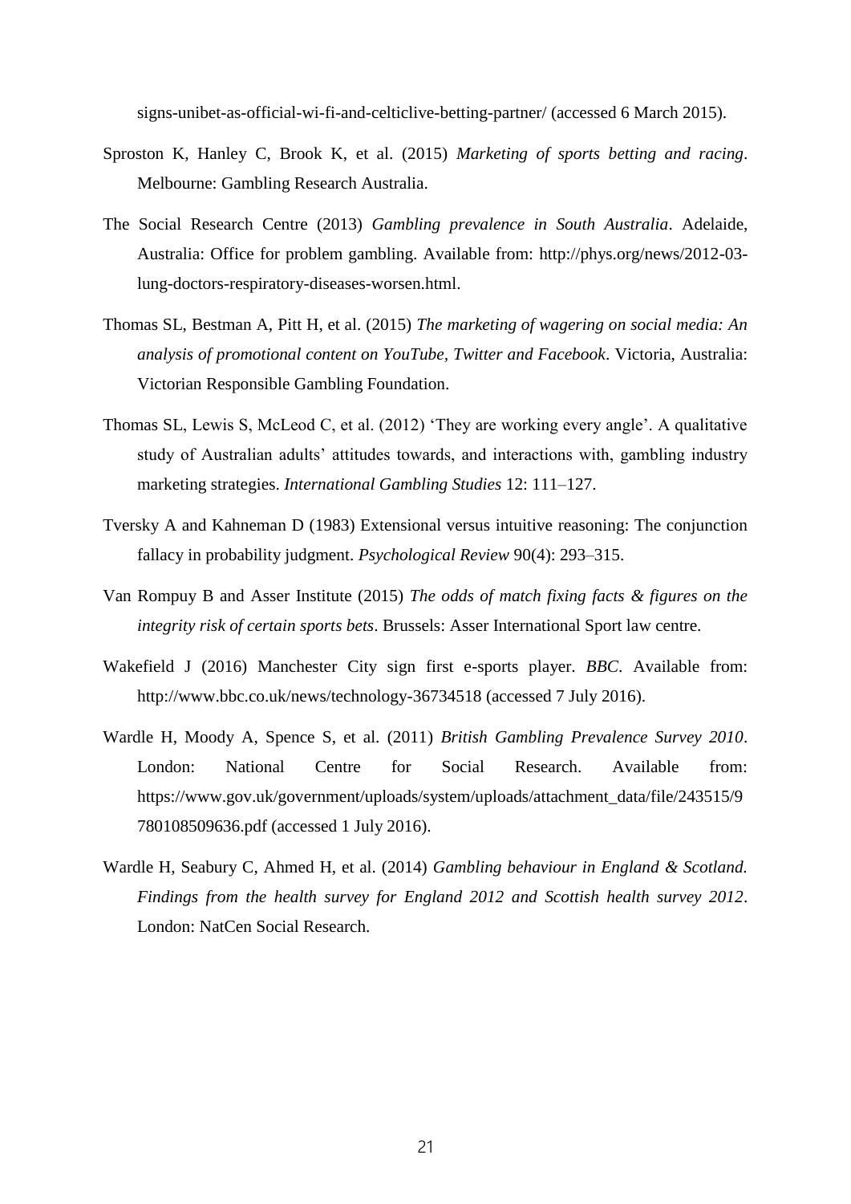signs-unibet-as-official-wi-fi-and-celticlive-betting-partner/ (accessed 6 March 2015).

Sproston K, Hanley C, Brook K, et al. (2015) *Marketing of sports betting and racing*. Melbourne: Gambling Research Australia.

The Social Research Centre (2013) *Gambling prevalence in South Australia*. Adelaide, Australia: Office for problem gambling. Available from: http://phys.org/news/2012-03-lung-doctors-respiratory-diseases-worsen.html.

Thomas SL, Bestman A, Pitt H, et al. (2015) *The marketing of wagering on social media: An analysis of promotional content on YouTube, Twitter and Facebook*. Victoria, Australia: Victorian Responsible Gambling Foundation.

Thomas SL, Lewis S, McLeod C, et al. (2012) 'They are working every angle'. A qualitative study of Australian adults' attitudes towards, and interactions with, gambling industry marketing strategies. *International Gambling Studies* 12: 111–127.

Tversky A and Kahneman D (1983) Extensional versus intuitive reasoning: The conjunction fallacy in probability judgment. *Psychological Review* 90(4): 293–315.

Van Rompuy B and Asser Institute (2015) *The odds of match fixing facts & figures on the integrity risk of certain sports bets*. Brussels: Asser International Sport law centre.

Wakefield J (2016) Manchester City sign first e-sports player. *BBC*. Available from: http://www.bbc.co.uk/news/technology-36734518 (accessed 7 July 2016).

Wardle H, Moody A, Spence S, et al. (2011) *British Gambling Prevalence Survey 2010*. London: National Centre for Social Research. Available from: https://www.gov.uk/government/uploads/system/uploads/attachment_data/file/243515/9780108509636.pdf (accessed 1 July 2016).

Wardle H, Seabury C, Ahmed H, et al. (2014) *Gambling behaviour in England & Scotland. Findings from the health survey for England 2012 and Scottish health survey 2012*. London: NatCen Social Research.